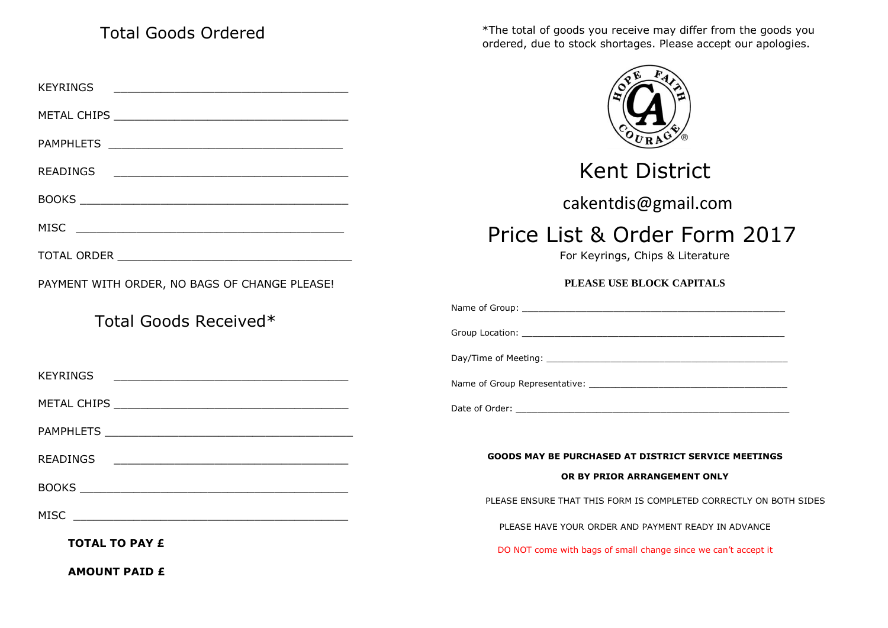## Total Goods Ordered

KEYRINGS ___________________________________

METAL CHIPS ___________________________________

PAMPHLETS ___________________________________

READINGS ___________________________________

BOOKS ___________________________________

MISC ___________________________________

TOTAL ORDER ___________________________________

PAYMENT WITH ORDER, NO BAGS OF CHANGE PLEASE!

## Total Goods Received*

KEYRINGS ___________________________________

METAL CHIPS ___________________________________

PAMPHLETS ___________________________________

READINGS ___________________________________

BOOKS ___________________________________

MISC ___________________________________

**TOTAL TO PAY £**

**AMOUNT PAID £**

*The total of goods you receive may differ from the goods you ordered, due to stock shortages. Please accept our apologies.

HOPE FAITH CA COURAGE ®

# Kent District

cakentdis@gmail.com

# Price List & Order Form 2017

For Keyrings, Chips & Literature

**PLEASE USE BLOCK CAPITALS**

Name of Group: ___________________________________

Group Location: ___________________________________

Day/Time of Meeting: ___________________________________

Name of Group Representative: ___________________________________

Date of Order: ___________________________________

**GOODS MAY BE PURCHASED AT DISTRICT SERVICE MEETINGS**

**OR BY PRIOR ARRANGEMENT ONLY**

PLEASE ENSURE THAT THIS FORM IS COMPLETED CORRECTLY ON BOTH SIDES

PLEASE HAVE YOUR ORDER AND PAYMENT READY IN ADVANCE

DO NOT come with bags of small change since we can't accept it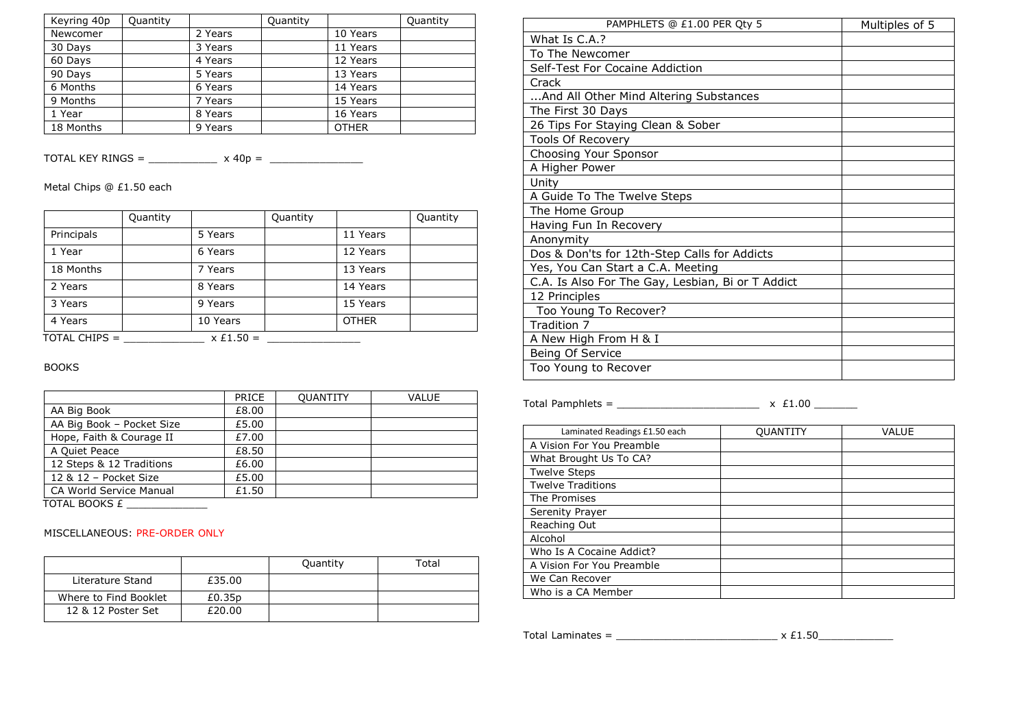| Keyring 40p | Quantity | | Quantity | | Quantity |
|---|---|---|---|---|---|
| Newcomer | | 2 Years | | 10 Years | |
| 30 Days | | 3 Years | | 11 Years | |
| 60 Days | | 4 Years | | 12 Years | |
| 90 Days | | 5 Years | | 13 Years | |
| 6 Months | | 6 Years | | 14 Years | |
| 9 Months | | 7 Years | | 15 Years | |
| 1 Year | | 8 Years | | 16 Years | |
| 18 Months | | 9 Years | | OTHER | |

TOTAL KEY RINGS = ___________ x 40p = _______________

Metal Chips @ £1.50 each

| | Quantity | | Quantity | | Quantity |
|---|---|---|---|---|---|
| Principals | | 5 Years | | 11 Years | |
| 1 Year | | 6 Years | | 12 Years | |
| 18 Months | | 7 Years | | 13 Years | |
| 2 Years | | 8 Years | | 14 Years | |
| 3 Years | | 9 Years | | 15 Years | |
| 4 Years | | 10 Years | | OTHER | |

TOTAL CHIPS = _____________ x £1.50 = _______________

BOOKS

| | PRICE | QUANTITY | VALUE |
|---|---|---|---|
| AA Big Book | £8.00 | | |
| AA Big Book – Pocket Size | £5.00 | | |
| Hope, Faith & Courage II | £7.00 | | |
| A Quiet Peace | £8.50 | | |
| 12 Steps & 12 Traditions | £6.00 | | |
| 12 & 12 – Pocket Size | £5.00 | | |
| CA World Service Manual | £1.50 | | |

TOTAL BOOKS £ _____________

MISCELLANEOUS: PRE-ORDER ONLY

| | | Quantity | Total |
|---|---|---|---|
| Literature Stand | £35.00 | | |
| Where to Find Booklet | £0.35p | | |
| 12 & 12 Poster Set | £20.00 | | |

| PAMPHLETS @ £1.00 PER Qty 5 | Multiples of 5 |
|---|---|
| What Is C.A.? | |
| To The Newcomer | |
| Self-Test For Cocaine Addiction | |
| Crack | |
| ...And All Other Mind Altering Substances | |
| The First 30 Days | |
| 26 Tips For Staying Clean & Sober | |
| Tools Of Recovery | |
| Choosing Your Sponsor | |
| A Higher Power | |
| Unity | |
| A Guide To The Twelve Steps | |
| The Home Group | |
| Having Fun In Recovery | |
| Anonymity | |
| Dos & Don'ts for 12th-Step Calls for Addicts | |
| Yes, You Can Start a C.A. Meeting | |
| C.A. Is Also For The Gay, Lesbian, Bi or T Addict | |
| 12 Principles | |
| Too Young To Recover? | |
| Tradition 7 | |
| A New High From H & I | |
| Being Of Service | |
| Too Young to Recover | |

Total Pamphlets = _______________________ x £1.00 _______

| Laminated Readings £1.50 each | QUANTITY | VALUE |
|---|---|---|
| A Vision For You Preamble | | |
| What Brought Us To CA? | | |
| Twelve Steps | | |
| Twelve Traditions | | |
| The Promises | | |
| Serenity Prayer | | |
| Reaching Out | | |
| Alcohol | | |
| Who Is A Cocaine Addict? | | |
| A Vision For You Preamble | | |
| We Can Recover | | |
| Who is a CA Member | | |

Total Laminates = ___________________________ x £1.50_____________